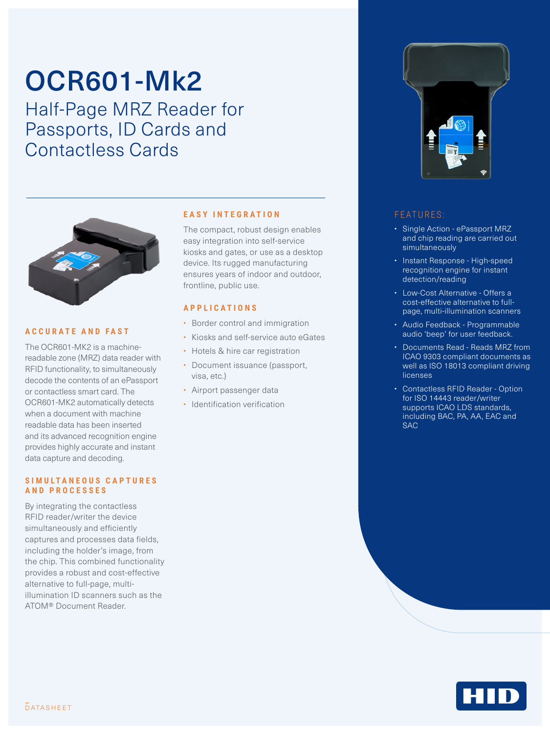# OCR601-Mk2

## Half-Page MRZ Reader for Passports, ID Cards and Contactless Cards

### ACCURATE AND FAST

The OCR601-MK2 is a machine-readable zone (MRZ) data reader with RFID functionality, to simultaneously decode the contents of an ePassport or contactless smart card. The OCR601-MK2 automatically detects when a document with machine readable data has been inserted and its advanced recognition engine provides highly accurate and instant data capture and decoding.

### SIMULTANEOUS CAPTURES AND PROCESSES

By integrating the contactless RFID reader/writer the device simultaneously and efficiently captures and processes data fields, including the holder's image, from the chip. This combined functionality provides a robust and cost-effective alternative to full-page, multi-illumination ID scanners such as the ATOM® Document Reader.

### EASY INTEGRATION

The compact, robust design enables easy integration into self-service kiosks and gates, or use as a desktop device. Its rugged manufacturing ensures years of indoor and outdoor, frontline, public use.

### APPLICATIONS

- Border control and immigration
- Kiosks and self-service auto eGates
- Hotels & hire car registration
- Document issuance (passport, visa, etc.)
- Airport passenger data
- Identification verification

### FEATURES:

- Single Action - ePassport MRZ and chip reading are carried out simultaneously
- Instant Response - High-speed recognition engine for instant detection/reading
- Low-Cost Alternative - Offers a cost-effective alternative to full-page, multi-illumination scanners
- Audio Feedback - Programmable audio 'beep' for user feedback.
- Documents Read - Reads MRZ from ICAO 9303 compliant documents as well as ISO 18013 compliant driving licenses
- Contactless RFID Reader - Option for ISO 14443 reader/writer supports ICAO LDS standards, including BAC, PA, AA, EAC and SAC

DATASHEET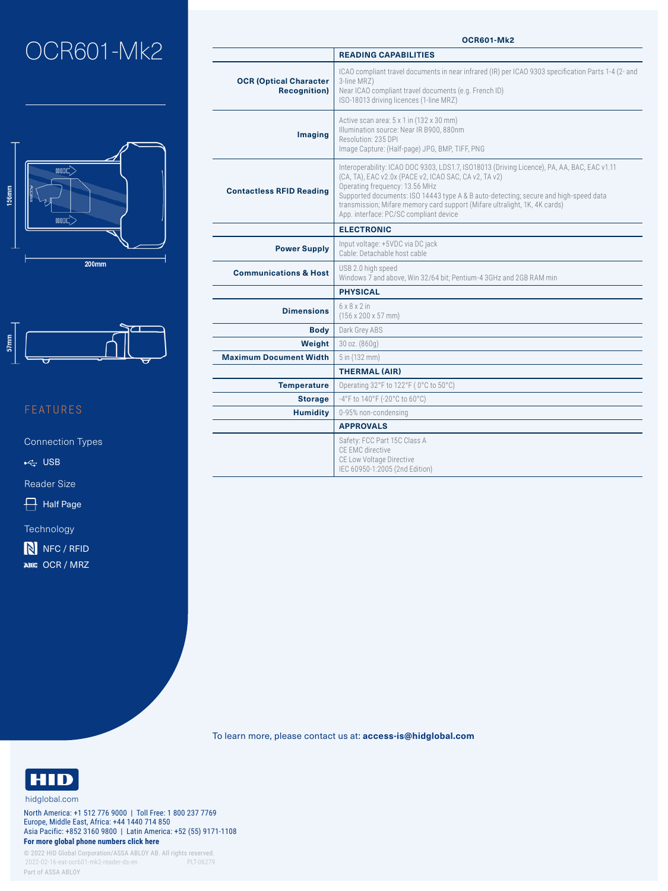# OCR601-Mk2

156mm

200mm

57mm

## FEATURES

Connection Types

USB

Reader Size

Half Page

Technology

NFC / RFID

OCR / MRZ

| | OCR601-Mk2 |
|---|---|
| | **READING CAPABILITIES** |
| **OCR (Optical Character Recognition)** | ICAO compliant travel documents in near infrared (IR) per ICAO 9303 specification Parts 1-4 (2- and 3-line MRZ)<br>Near ICAO compliant travel documents (e.g. French ID)<br>ISO-18013 driving licences (1-line MRZ) |
| **Imaging** | Active scan area: 5 x 1 in (132 x 30 mm)<br>Illumination source: Near IR B900, 880nm<br>Resolution: 235 DPI<br>Image Capture: (Half-page) JPG, BMP, TIFF, PNG |
| **Contactless RFID Reading** | Interoperability: ICAO DOC 9303, LDS1.7, ISO18013 (Driving Licence), PA, AA, BAC, EAC v1.11 (CA, TA), EAC v2.0x (PACE v2, ICAO SAC, CA v2, TA v2)<br>Operating frequency: 13.56 MHz<br>Supported documents: ISO 14443 type A & B auto-detecting; secure and high-speed data transmission; Mifare memory card support (Mifare ultralight, 1K, 4K cards)<br>App. interface: PC/SC compliant device |
| | **ELECTRONIC** |
| **Power Supply** | Input voltage: +5VDC via DC jack<br>Cable: Detachable host cable |
| **Communications & Host** | USB 2.0 high speed<br>Windows 7 and above, Win 32/64 bit; Pentium-4 3GHz and 2GB RAM min |
| | **PHYSICAL** |
| **Dimensions** | 6 x 8 x 2 in<br>(156 x 200 x 57 mm) |
| **Body** | Dark Grey ABS |
| **Weight** | 30 oz. (860g) |
| **Maximum Document Width** | 5 in (132 mm) |
| | **THERMAL (AIR)** |
| **Temperature** | Operating 32°F to 122°F ( 0°C to 50°C) |
| **Storage** | -4°F to 140°F (-20°C to 60°C) |
| **Humidity** | 0-95% non-condensing |
| | **APPROVALS** |
| | Safety: FCC Part 15C Class A<br>CE EMC directive<br>CE Low Voltage Directive<br>IEC 60950-1:2005 (2nd Edition) |

To learn more, please contact us at: **access-is@hidglobal.com**

HID

hidglobal.com

North America: +1 512 776 9000 | Toll Free: 1 800 237 7769
Europe, Middle East, Africa: +44 1440 714 850
Asia Pacific: +852 3160 9800 | Latin America: +52 (55) 9171-1108
**For more global phone numbers click here**

© 2022 HID Global Corporation/ASSA ABLOY AB. All rights reserved.
2022-02-16-eat-ocr601-mk2-reader-ds-en PLT-06279
Part of ASSA ABLOY